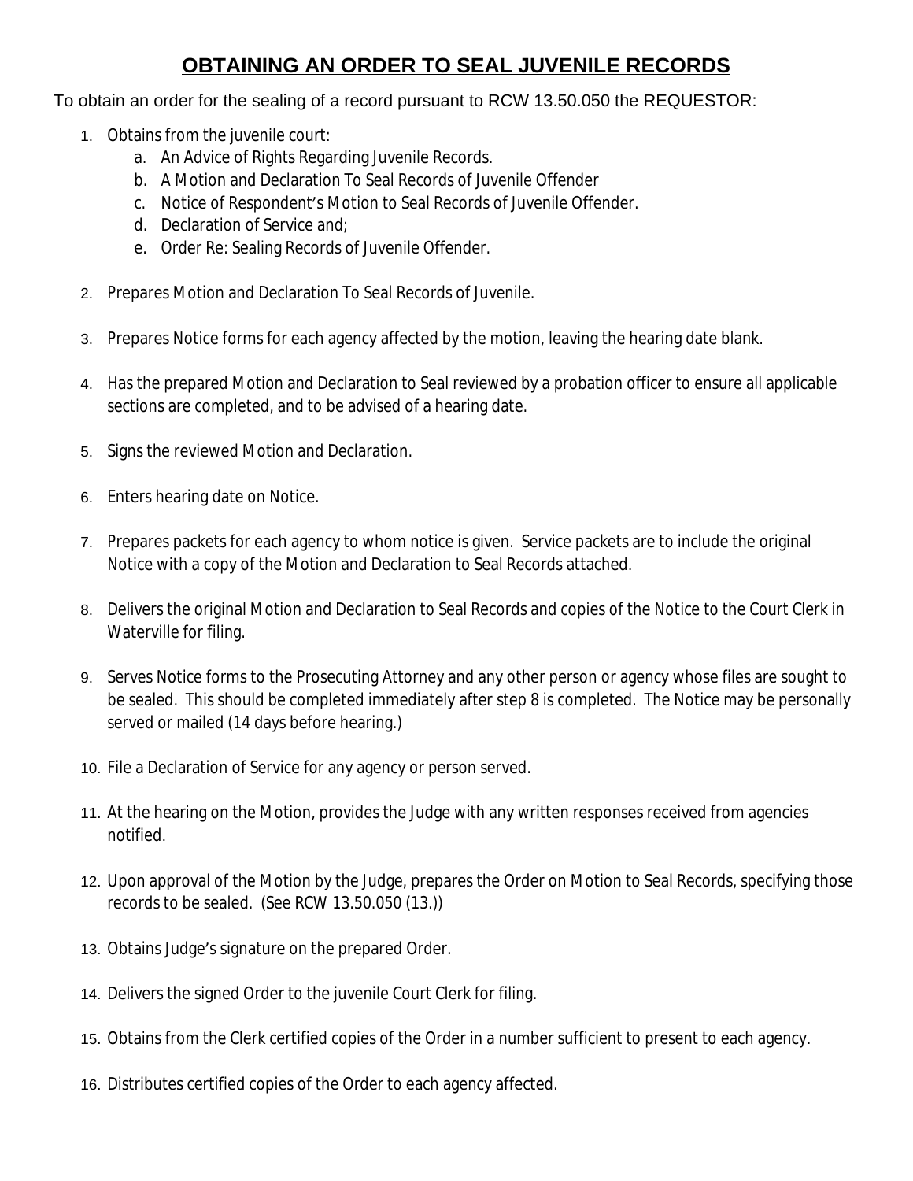# OBTAINING AN ORDER TO SEAL JUVENILE RECORDS

To obtain an order for the sealing of a record pursuant to RCW 13.50.050 the REQUESTOR:

1. Obtains from the juvenile court:
   a. An Advice of Rights Regarding Juvenile Records.
   b. A Motion and Declaration To Seal Records of Juvenile Offender
   c. Notice of Respondent's Motion to Seal Records of Juvenile Offender.
   d. Declaration of Service and;
   e. Order Re: Sealing Records of Juvenile Offender.

2. Prepares Motion and Declaration To Seal Records of Juvenile.

3. Prepares Notice forms for each agency affected by the motion, leaving the hearing date blank.

4. Has the prepared Motion and Declaration to Seal reviewed by a probation officer to ensure all applicable sections are completed, and to be advised of a hearing date.

5. Signs the reviewed Motion and Declaration.

6. Enters hearing date on Notice.

7. Prepares packets for each agency to whom notice is given. Service packets are to include the original Notice with a copy of the Motion and Declaration to Seal Records attached.

8. Delivers the original Motion and Declaration to Seal Records and copies of the Notice to the Court Clerk in Waterville for filing.

9. Serves Notice forms to the Prosecuting Attorney and any other person or agency whose files are sought to be sealed. This should be completed immediately after step 8 is completed. The Notice may be personally served or mailed (14 days before hearing.)

10. File a Declaration of Service for any agency or person served.

11. At the hearing on the Motion, provides the Judge with any written responses received from agencies notified.

12. Upon approval of the Motion by the Judge, prepares the Order on Motion to Seal Records, specifying those records to be sealed. (See RCW 13.50.050 (13.))

13. Obtains Judge's signature on the prepared Order.

14. Delivers the signed Order to the juvenile Court Clerk for filing.

15. Obtains from the Clerk certified copies of the Order in a number sufficient to present to each agency.

16. Distributes certified copies of the Order to each agency affected.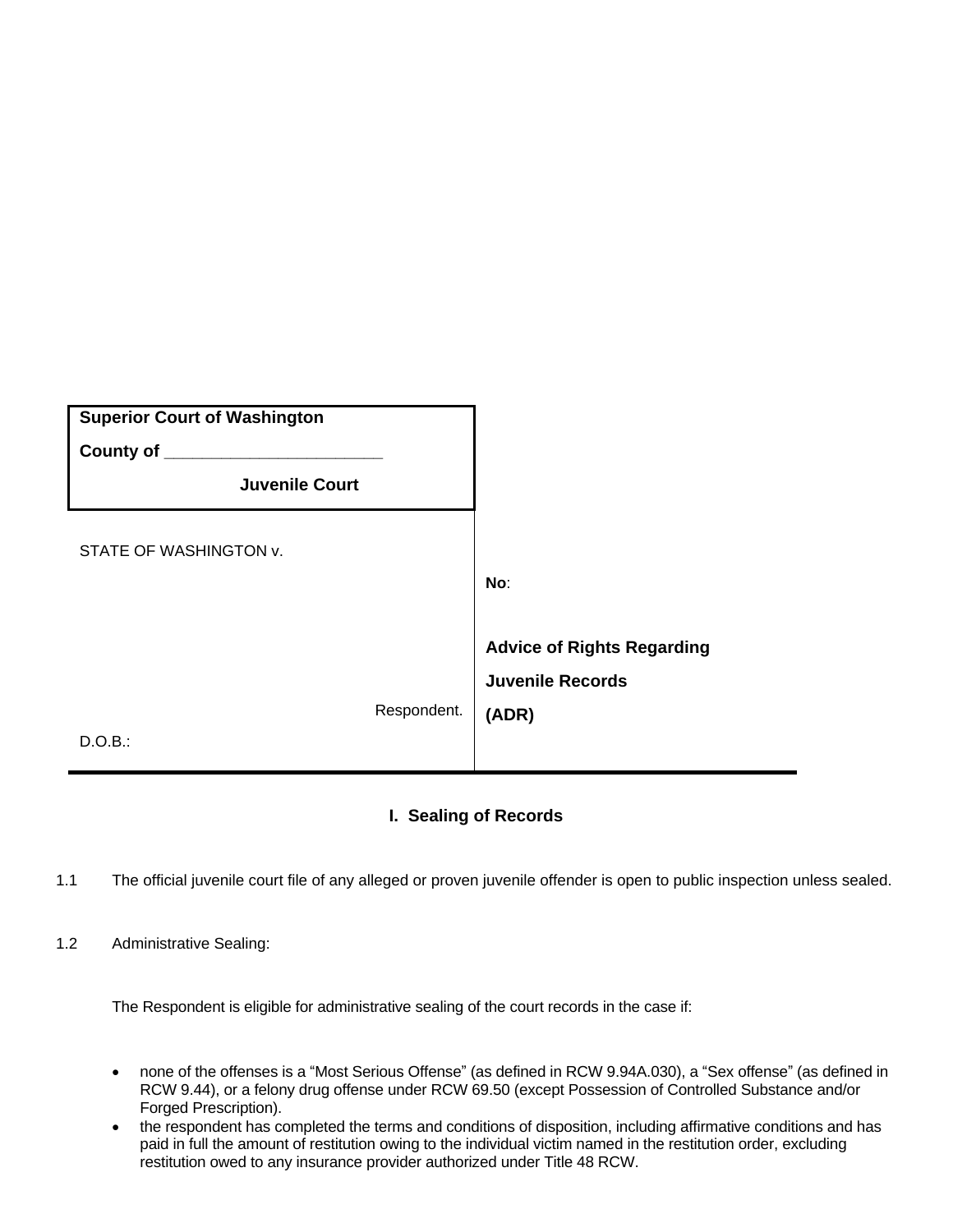| Superior Court of Washington<br>County of ______________________<br>Juvenile Court | |
|---|---|
| STATE OF WASHINGTON v.<br><br>Respondent.<br>D.O.B.: | **No**:<br><br>**Advice of Rights Regarding Juvenile Records (ADR)** |

## I. Sealing of Records

1.1 The official juvenile court file of any alleged or proven juvenile offender is open to public inspection unless sealed.

1.2 Administrative Sealing:

The Respondent is eligible for administrative sealing of the court records in the case if:

- none of the offenses is a "Most Serious Offense" (as defined in RCW 9.94A.030), a "Sex offense" (as defined in RCW 9.44), or a felony drug offense under RCW 69.50 (except Possession of Controlled Substance and/or Forged Prescription).
- the respondent has completed the terms and conditions of disposition, including affirmative conditions and has paid in full the amount of restitution owing to the individual victim named in the restitution order, excluding restitution owed to any insurance provider authorized under Title 48 RCW.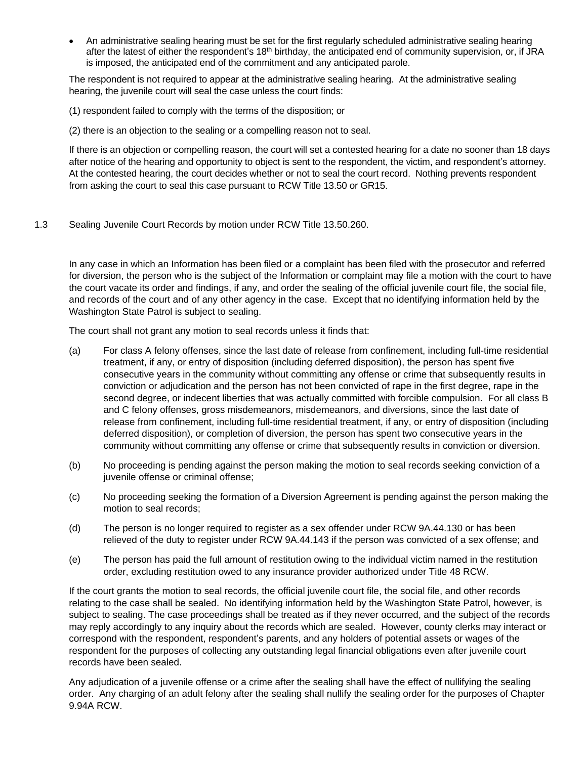- An administrative sealing hearing must be set for the first regularly scheduled administrative sealing hearing after the latest of either the respondent's 18th birthday, the anticipated end of community supervision, or, if JRA is imposed, the anticipated end of the commitment and any anticipated parole.

The respondent is not required to appear at the administrative sealing hearing. At the administrative sealing hearing, the juvenile court will seal the case unless the court finds:

(1) respondent failed to comply with the terms of the disposition; or

(2) there is an objection to the sealing or a compelling reason not to seal.

If there is an objection or compelling reason, the court will set a contested hearing for a date no sooner than 18 days after notice of the hearing and opportunity to object is sent to the respondent, the victim, and respondent's attorney. At the contested hearing, the court decides whether or not to seal the court record. Nothing prevents respondent from asking the court to seal this case pursuant to RCW Title 13.50 or GR15.

1.3 Sealing Juvenile Court Records by motion under RCW Title 13.50.260.

In any case in which an Information has been filed or a complaint has been filed with the prosecutor and referred for diversion, the person who is the subject of the Information or complaint may file a motion with the court to have the court vacate its order and findings, if any, and order the sealing of the official juvenile court file, the social file, and records of the court and of any other agency in the case. Except that no identifying information held by the Washington State Patrol is subject to sealing.

The court shall not grant any motion to seal records unless it finds that:

(a) For class A felony offenses, since the last date of release from confinement, including full-time residential treatment, if any, or entry of disposition (including deferred disposition), the person has spent five consecutive years in the community without committing any offense or crime that subsequently results in conviction or adjudication and the person has not been convicted of rape in the first degree, rape in the second degree, or indecent liberties that was actually committed with forcible compulsion. For all class B and C felony offenses, gross misdemeanors, misdemeanors, and diversions, since the last date of release from confinement, including full-time residential treatment, if any, or entry of disposition (including deferred disposition), or completion of diversion, the person has spent two consecutive years in the community without committing any offense or crime that subsequently results in conviction or diversion.

(b) No proceeding is pending against the person making the motion to seal records seeking conviction of a juvenile offense or criminal offense;

(c) No proceeding seeking the formation of a Diversion Agreement is pending against the person making the motion to seal records;

(d) The person is no longer required to register as a sex offender under RCW 9A.44.130 or has been relieved of the duty to register under RCW 9A.44.143 if the person was convicted of a sex offense; and

(e) The person has paid the full amount of restitution owing to the individual victim named in the restitution order, excluding restitution owed to any insurance provider authorized under Title 48 RCW.

If the court grants the motion to seal records, the official juvenile court file, the social file, and other records relating to the case shall be sealed. No identifying information held by the Washington State Patrol, however, is subject to sealing. The case proceedings shall be treated as if they never occurred, and the subject of the records may reply accordingly to any inquiry about the records which are sealed. However, county clerks may interact or correspond with the respondent, respondent's parents, and any holders of potential assets or wages of the respondent for the purposes of collecting any outstanding legal financial obligations even after juvenile court records have been sealed.

Any adjudication of a juvenile offense or a crime after the sealing shall have the effect of nullifying the sealing order. Any charging of an adult felony after the sealing shall nullify the sealing order for the purposes of Chapter 9.94A RCW.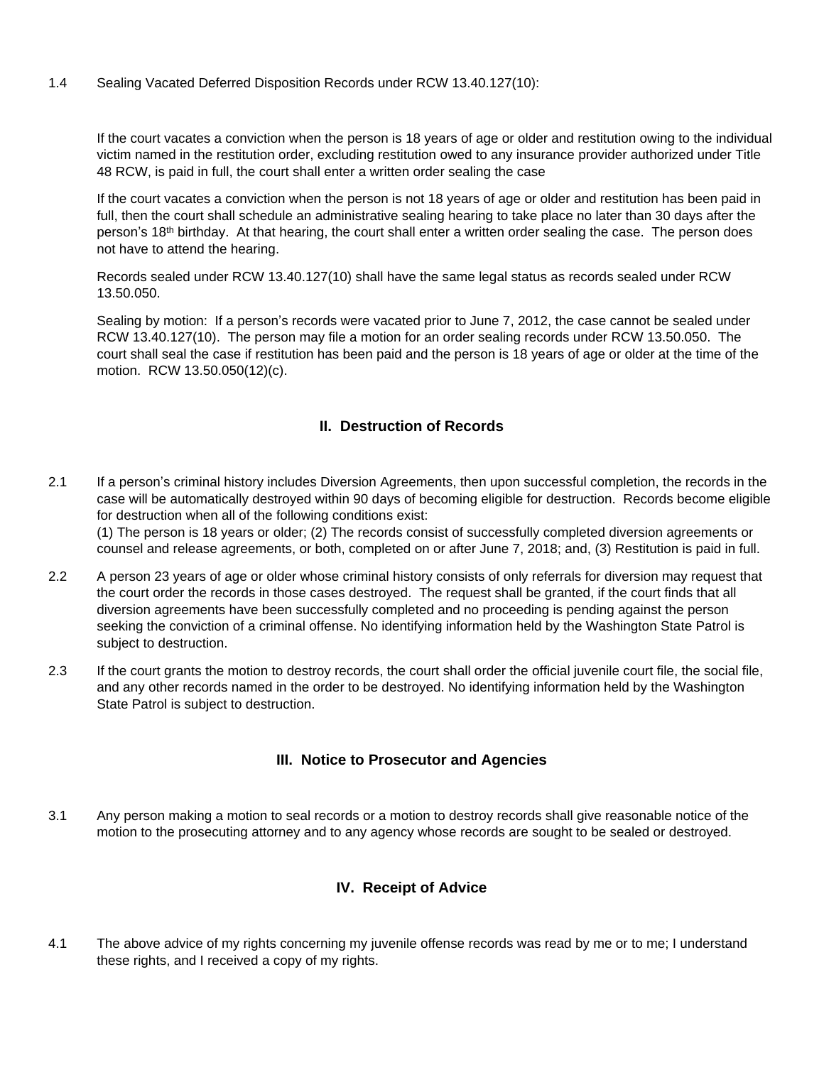1.4 Sealing Vacated Deferred Disposition Records under RCW 13.40.127(10):

If the court vacates a conviction when the person is 18 years of age or older and restitution owing to the individual victim named in the restitution order, excluding restitution owed to any insurance provider authorized under Title 48 RCW, is paid in full, the court shall enter a written order sealing the case

If the court vacates a conviction when the person is not 18 years of age or older and restitution has been paid in full, then the court shall schedule an administrative sealing hearing to take place no later than 30 days after the person's 18th birthday. At that hearing, the court shall enter a written order sealing the case. The person does not have to attend the hearing.

Records sealed under RCW 13.40.127(10) shall have the same legal status as records sealed under RCW 13.50.050.

Sealing by motion: If a person's records were vacated prior to June 7, 2012, the case cannot be sealed under RCW 13.40.127(10). The person may file a motion for an order sealing records under RCW 13.50.050. The court shall seal the case if restitution has been paid and the person is 18 years of age or older at the time of the motion. RCW 13.50.050(12)(c).

## II. Destruction of Records

2.1 If a person's criminal history includes Diversion Agreements, then upon successful completion, the records in the case will be automatically destroyed within 90 days of becoming eligible for destruction. Records become eligible for destruction when all of the following conditions exist:
(1) The person is 18 years or older; (2) The records consist of successfully completed diversion agreements or counsel and release agreements, or both, completed on or after June 7, 2018; and, (3) Restitution is paid in full.

2.2 A person 23 years of age or older whose criminal history consists of only referrals for diversion may request that the court order the records in those cases destroyed. The request shall be granted, if the court finds that all diversion agreements have been successfully completed and no proceeding is pending against the person seeking the conviction of a criminal offense. No identifying information held by the Washington State Patrol is subject to destruction.

2.3 If the court grants the motion to destroy records, the court shall order the official juvenile court file, the social file, and any other records named in the order to be destroyed. No identifying information held by the Washington State Patrol is subject to destruction.

## III. Notice to Prosecutor and Agencies

3.1 Any person making a motion to seal records or a motion to destroy records shall give reasonable notice of the motion to the prosecuting attorney and to any agency whose records are sought to be sealed or destroyed.

## IV. Receipt of Advice

4.1 The above advice of my rights concerning my juvenile offense records was read by me or to me; I understand these rights, and I received a copy of my rights.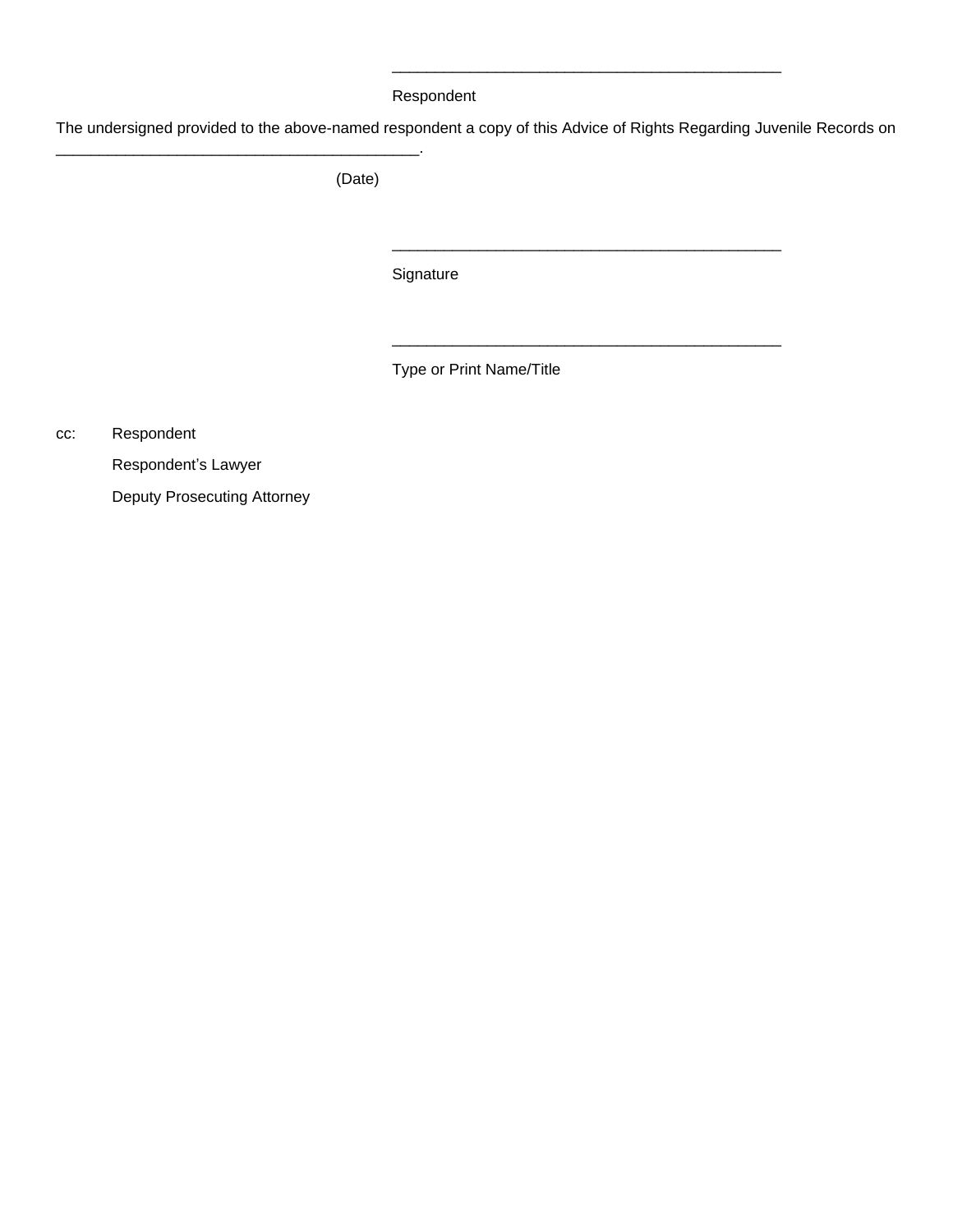\_\_\_\_\_\_\_\_\_\_\_\_\_\_\_\_\_\_\_\_\_\_\_\_\_\_\_\_\_\_\_\_\_\_\_\_\_\_\_\_\_\_\_\_

Respondent

The undersigned provided to the above-named respondent a copy of this Advice of Rights Regarding Juvenile Records on \_\_\_\_\_\_\_\_\_\_\_\_\_\_\_\_\_\_\_\_\_\_\_\_\_\_\_\_\_\_\_\_\_\_\_\_\_\_\_\_\_\_.

(Date)

\_\_\_\_\_\_\_\_\_\_\_\_\_\_\_\_\_\_\_\_\_\_\_\_\_\_\_\_\_\_\_\_\_\_\_\_\_\_\_\_\_\_\_\_

Signature

\_\_\_\_\_\_\_\_\_\_\_\_\_\_\_\_\_\_\_\_\_\_\_\_\_\_\_\_\_\_\_\_\_\_\_\_\_\_\_\_\_\_\_\_

Type or Print Name/Title

cc: Respondent

Respondent's Lawyer

Deputy Prosecuting Attorney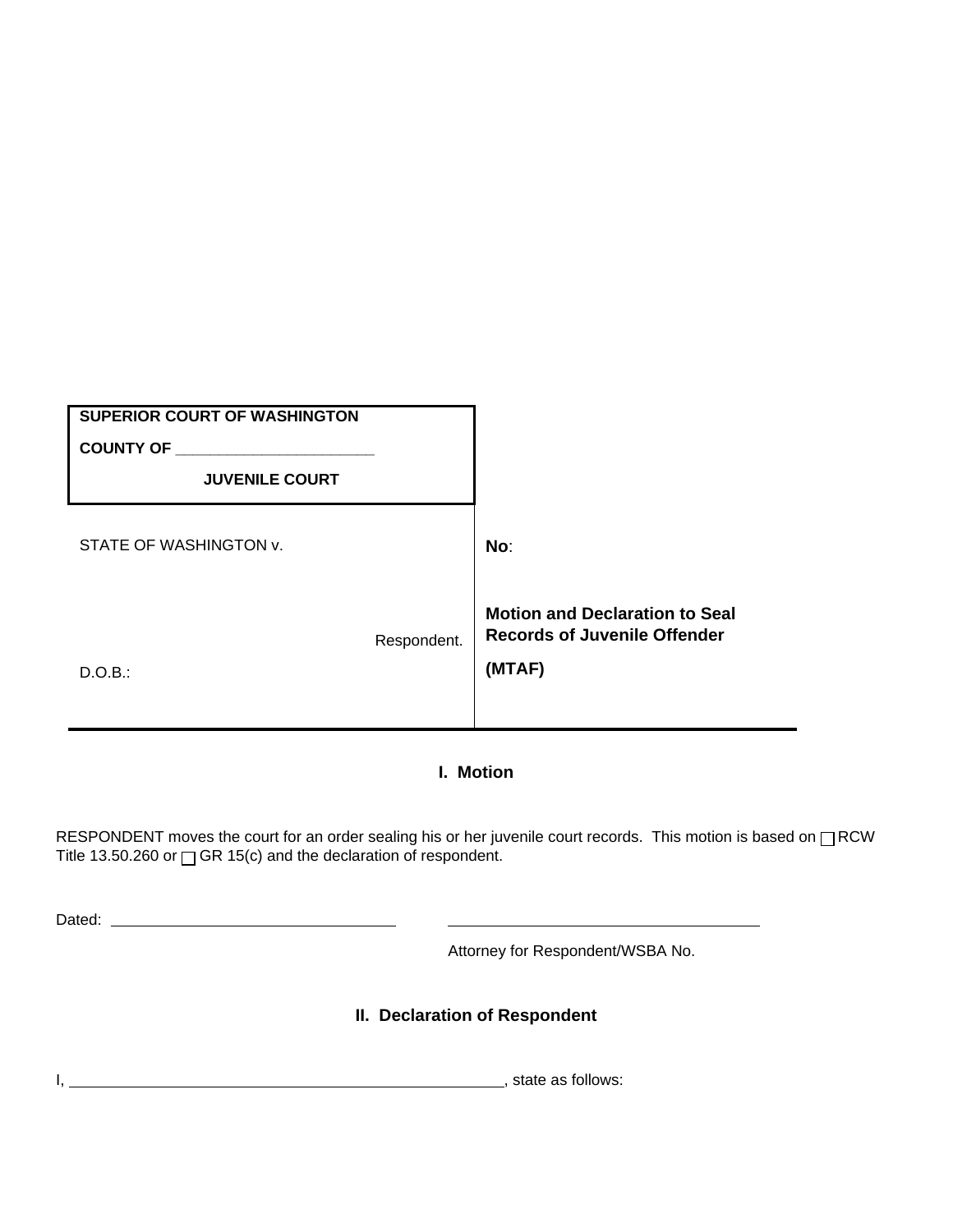| SUPERIOR COURT OF WASHINGTON<br>COUNTY OF \_\_\_\_\_\_\_\_\_\_\_\_\_\_\_\_\_\_\_\_\_\_\_<br>JUVENILE COURT | |
|---|---|
| STATE OF WASHINGTON v.<br><br>Respondent.<br><br>D.O.B.: | **No**:<br><br>**Motion and Declaration to Seal Records of Juvenile Offender**<br>**(MTAF)** |

## I. Motion

RESPONDENT moves the court for an order sealing his or her juvenile court records. This motion is based on ☐ RCW Title 13.50.260 or ☐ GR 15(c) and the declaration of respondent.

Dated: \_\_\_\_\_\_\_\_\_\_\_\_\_\_\_\_\_\_\_\_\_\_\_\_\_\_\_\_\_\_\_ \_\_\_\_\_\_\_\_\_\_\_\_\_\_\_\_\_\_\_\_\_\_\_\_\_\_\_\_\_\_\_\_\_\_\_

Attorney for Respondent/WSBA No.

## II. Declaration of Respondent

I, \_\_\_\_\_\_\_\_\_\_\_\_\_\_\_\_\_\_\_\_\_\_\_\_\_\_\_\_\_\_\_\_\_\_\_\_\_\_\_\_\_\_\_\_\_\_\_\_, state as follows: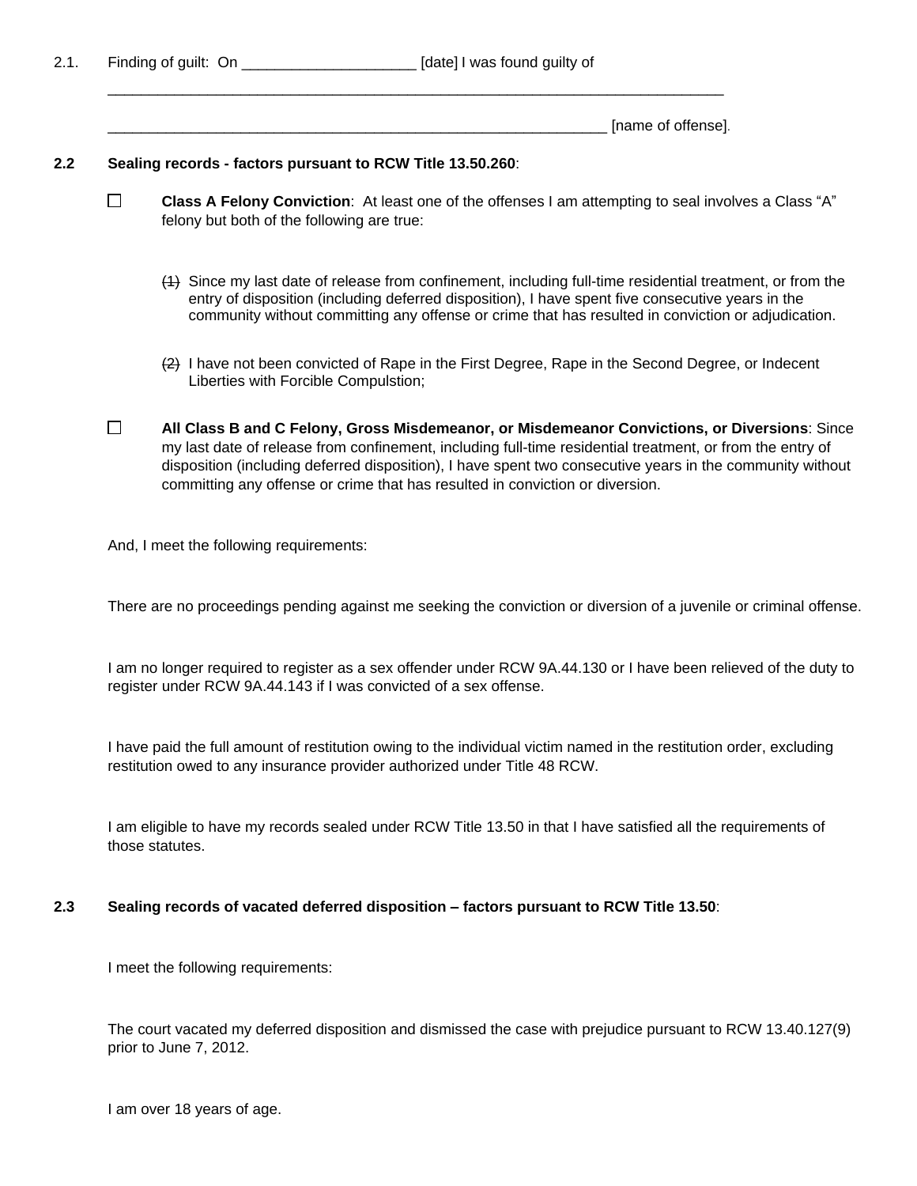2.1. Finding of guilt: On _____________________ [date] I was found guilty of

_______________________________________________________________________________

_______________________________________________________________ [name of offense].

**2.2 Sealing records - factors pursuant to RCW Title 13.50.260**:

☐ **Class A Felony Conviction**: At least one of the offenses I am attempting to seal involves a Class "A" felony but both of the following are true:

~~(1)~~ Since my last date of release from confinement, including full-time residential treatment, or from the entry of disposition (including deferred disposition), I have spent five consecutive years in the community without committing any offense or crime that has resulted in conviction or adjudication.

~~(2)~~ I have not been convicted of Rape in the First Degree, Rape in the Second Degree, or Indecent Liberties with Forcible Compulstion;

☐ **All Class B and C Felony, Gross Misdemeanor, or Misdemeanor Convictions, or Diversions**: Since my last date of release from confinement, including full-time residential treatment, or from the entry of disposition (including deferred disposition), I have spent two consecutive years in the community without committing any offense or crime that has resulted in conviction or diversion.

And, I meet the following requirements:

There are no proceedings pending against me seeking the conviction or diversion of a juvenile or criminal offense.

I am no longer required to register as a sex offender under RCW 9A.44.130 or I have been relieved of the duty to register under RCW 9A.44.143 if I was convicted of a sex offense.

I have paid the full amount of restitution owing to the individual victim named in the restitution order, excluding restitution owed to any insurance provider authorized under Title 48 RCW.

I am eligible to have my records sealed under RCW Title 13.50 in that I have satisfied all the requirements of those statutes.

**2.3 Sealing records of vacated deferred disposition – factors pursuant to RCW Title 13.50**:

I meet the following requirements:

The court vacated my deferred disposition and dismissed the case with prejudice pursuant to RCW 13.40.127(9) prior to June 7, 2012.

I am over 18 years of age.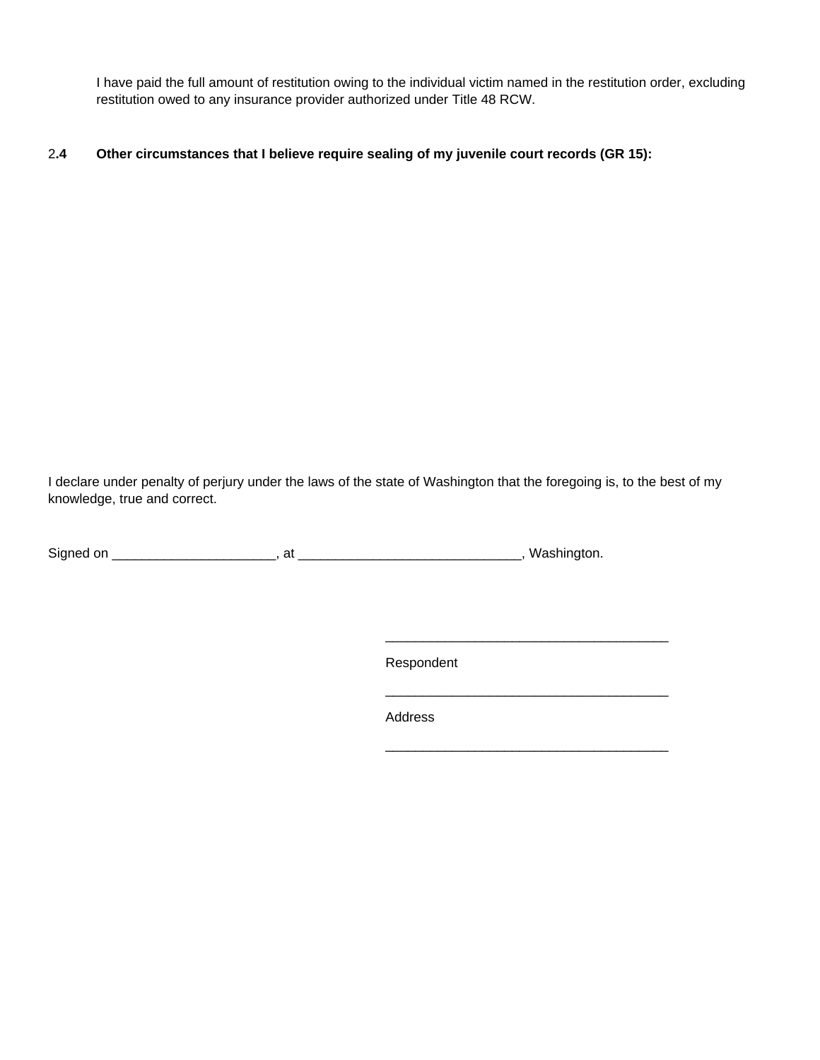I have paid the full amount of restitution owing to the individual victim named in the restitution order, excluding restitution owed to any insurance provider authorized under Title 48 RCW.

**2.4 Other circumstances that I believe require sealing of my juvenile court records (GR 15):**

I declare under penalty of perjury under the laws of the state of Washington that the foregoing is, to the best of my knowledge, true and correct.

Signed on ______________________, at ______________________________, Washington.

______________________________________
Respondent

______________________________________
Address

______________________________________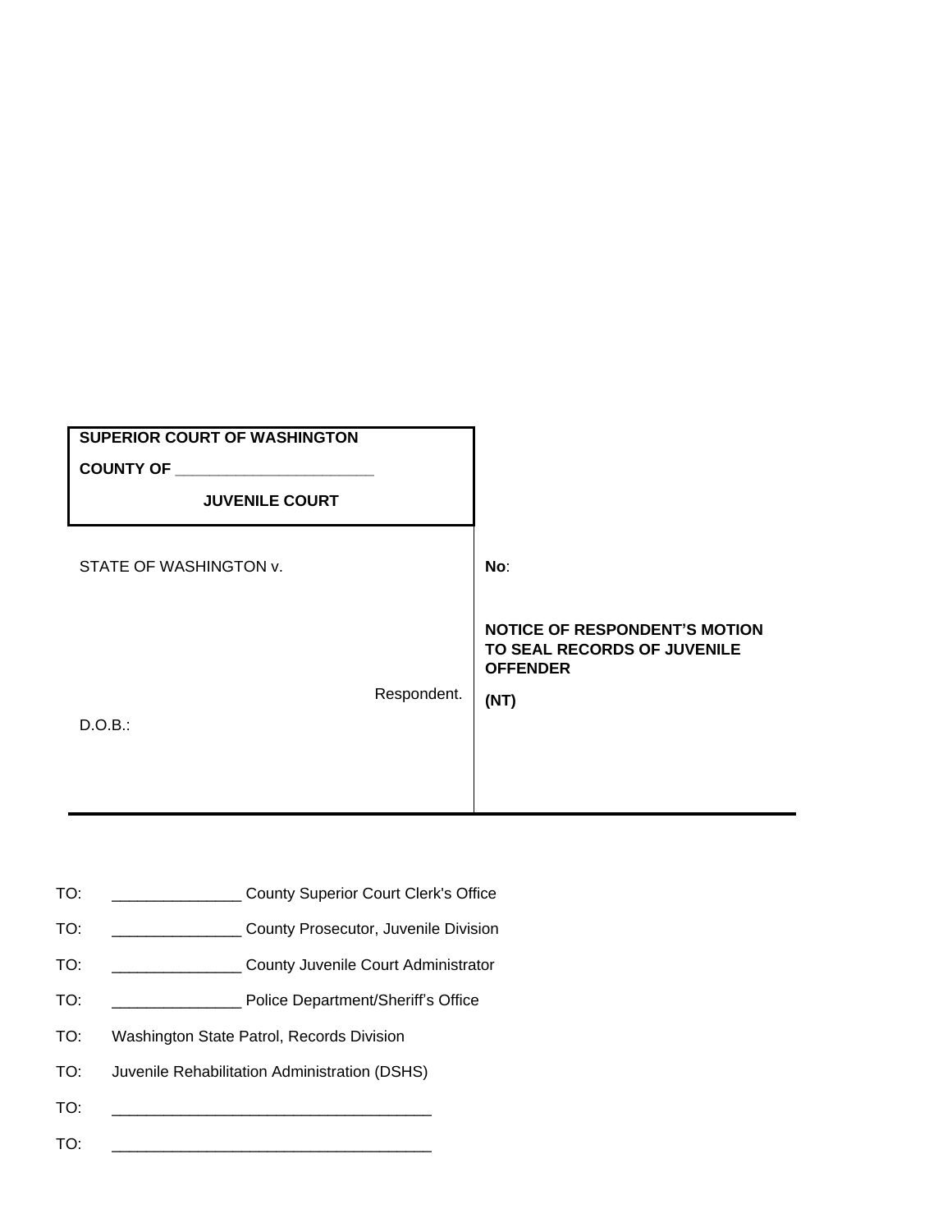| **SUPERIOR COURT OF WASHINGTON**<br>**COUNTY OF** _______________________<br>**JUVENILE COURT** | |
|---|---|
| STATE OF WASHINGTON v.<br><br><br>Respondent.<br><br>D.O.B.: | **No**:<br><br>**NOTICE OF RESPONDENT'S MOTION TO SEAL RECORDS OF JUVENILE OFFENDER**<br><br>**(NT)** |

TO: _______________ County Superior Court Clerk's Office

TO: _______________ County Prosecutor, Juvenile Division

TO: _______________ County Juvenile Court Administrator

TO: _______________ Police Department/Sheriff's Office

TO: Washington State Patrol, Records Division

TO: Juvenile Rehabilitation Administration (DSHS)

TO: ______________________________________

TO: ______________________________________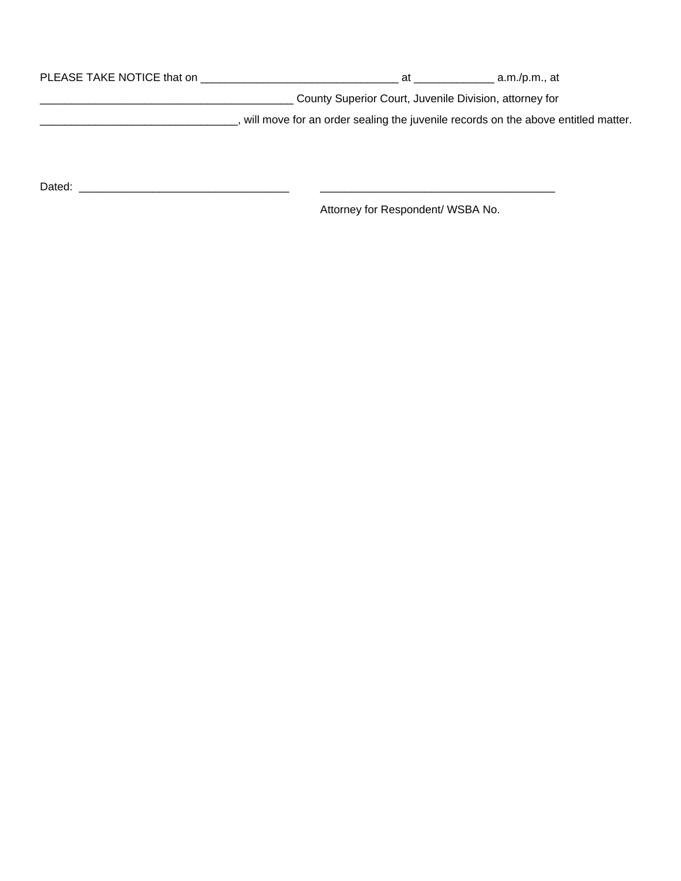PLEASE TAKE NOTICE that on ________________________________ at _____________ a.m./p.m., at

__________________________________________ County Superior Court, Juvenile Division, attorney for

________________________________, will move for an order sealing the juvenile records on the above entitled matter.

Dated: ___________________________________ ______________________________________

Attorney for Respondent/ WSBA No.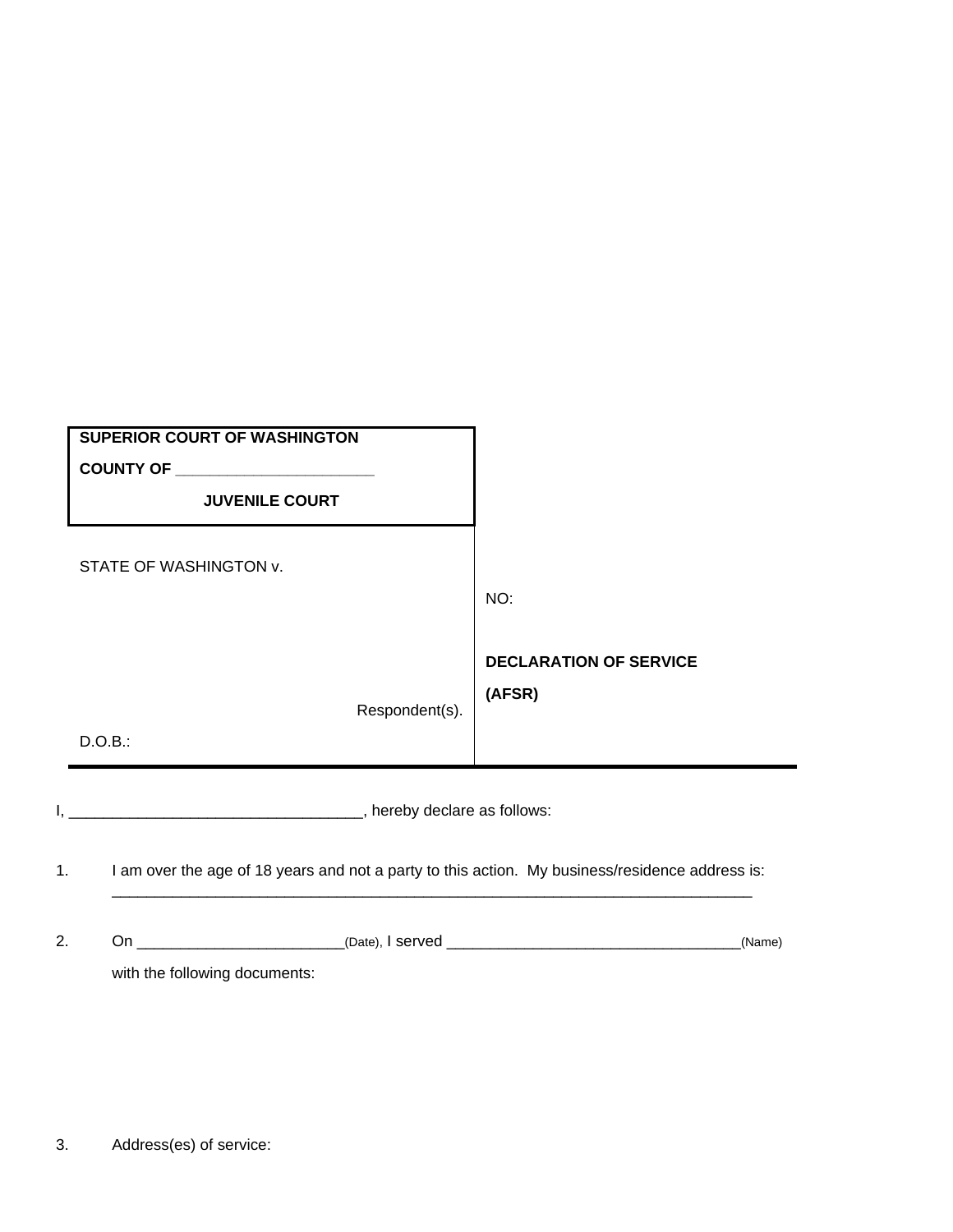| SUPERIOR COURT OF WASHINGTON<br>COUNTY OF _______________________<br>JUVENILE COURT | |
|---|---|
| STATE OF WASHINGTON v.<br><br><br>Respondent(s).<br>D.O.B.: | NO:<br><br>**DECLARATION OF SERVICE**<br>**(AFSR)** |

I, __________________________________, hereby declare as follows:

1. I am over the age of 18 years and not a party to this action. My business/residence address is: ___________________________________________________________________________

2. On _______________________(Date), I served _________________________________(Name) with the following documents:

3. Address(es) of service: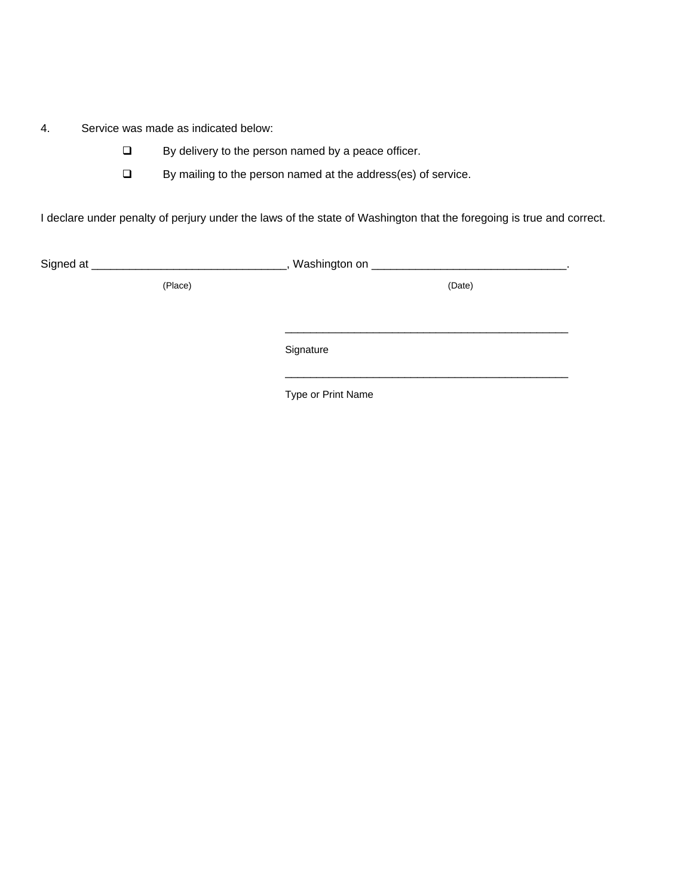4. Service was made as indicated below:

- ❑ By delivery to the person named by a peace officer.
- ❑ By mailing to the person named at the address(es) of service.

I declare under penalty of perjury under the laws of the state of Washington that the foregoing is true and correct.

Signed at ______________________________, Washington on ______________________________.

(Place) (Date)

_____________________________________________

Signature

_____________________________________________

Type or Print Name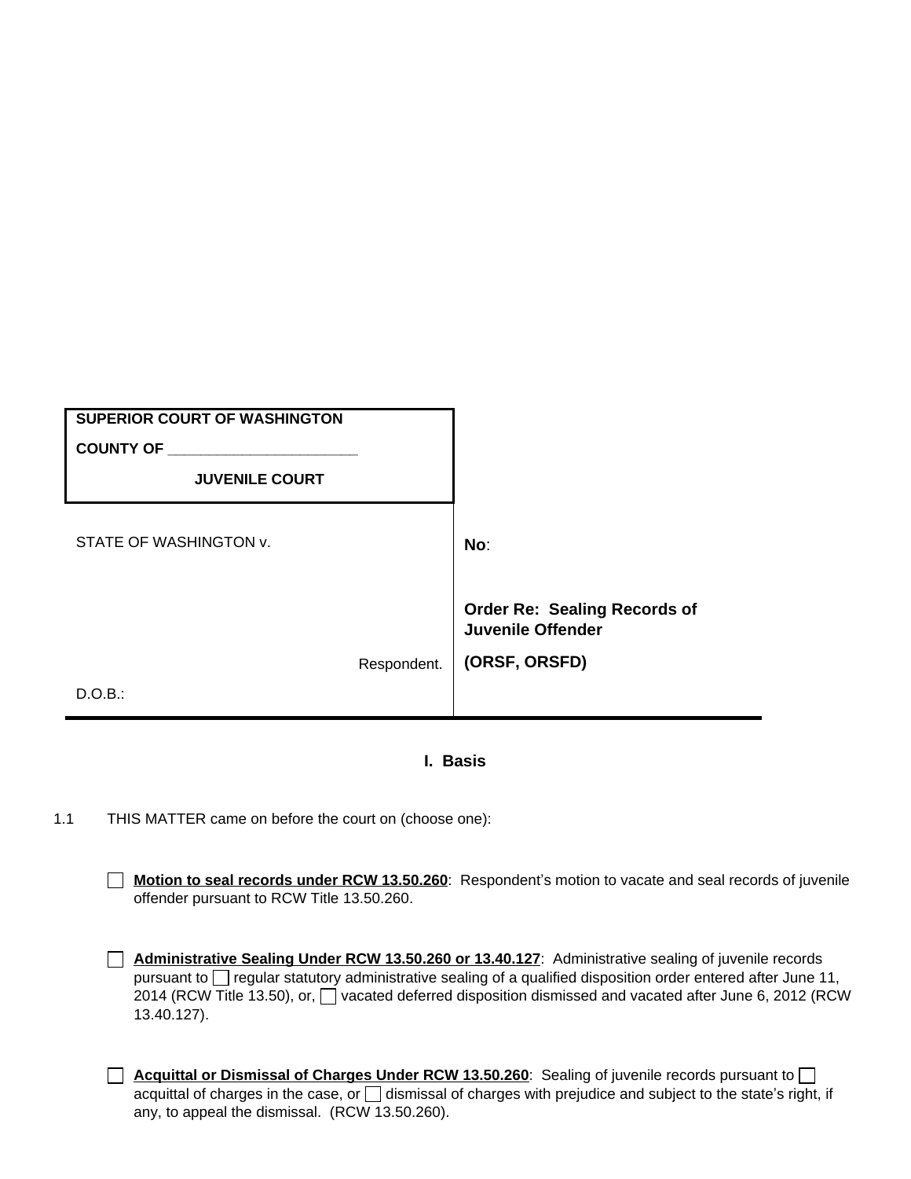**SUPERIOR COURT OF WASHINGTON**

**COUNTY OF \_\_\_\_\_\_\_\_\_\_\_\_\_\_\_\_\_\_\_\_\_\_\_**

**JUVENILE COURT**

| | |
|---|---|
| STATE OF WASHINGTON v. | **No**: |
| Respondent. | **Order Re: Sealing Records of Juvenile Offender** **(ORSF, ORSFD)** |
| D.O.B.: | |

## I. Basis

1.1 THIS MATTER came on before the court on (choose one):

☐ **Motion to seal records under RCW 13.50.260**: Respondent's motion to vacate and seal records of juvenile offender pursuant to RCW Title 13.50.260.

☐ **Administrative Sealing Under RCW 13.50.260 or 13.40.127**: Administrative sealing of juvenile records pursuant to ☐ regular statutory administrative sealing of a qualified disposition order entered after June 11, 2014 (RCW Title 13.50), or, ☐ vacated deferred disposition dismissed and vacated after June 6, 2012 (RCW 13.40.127).

☐ **Acquittal or Dismissal of Charges Under RCW 13.50.260**: Sealing of juvenile records pursuant to ☐ acquittal of charges in the case, or ☐ dismissal of charges with prejudice and subject to the state's right, if any, to appeal the dismissal. (RCW 13.50.260).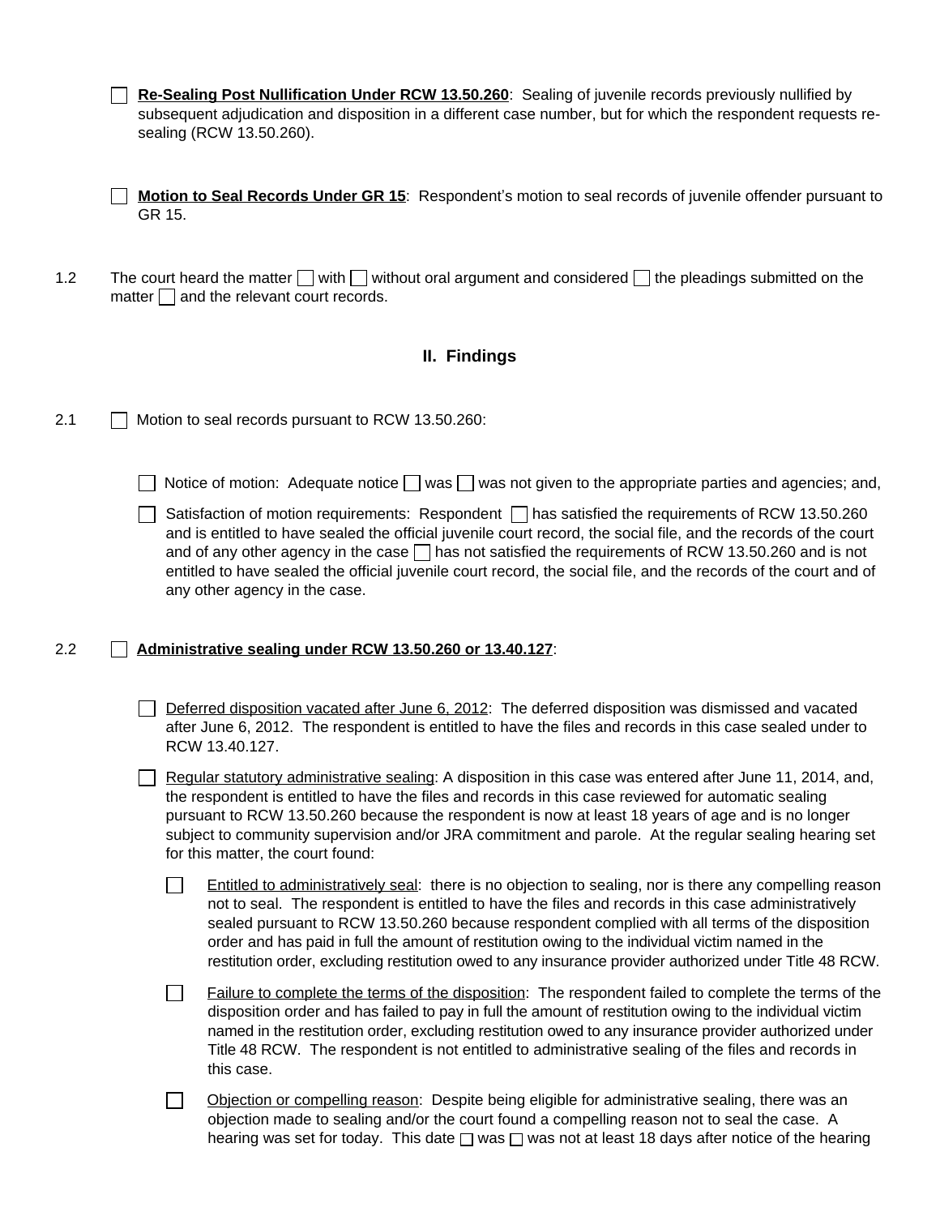☐ **Re-Sealing Post Nullification Under RCW 13.50.260**: Sealing of juvenile records previously nullified by subsequent adjudication and disposition in a different case number, but for which the respondent requests re-sealing (RCW 13.50.260).

☐ **Motion to Seal Records Under GR 15**: Respondent's motion to seal records of juvenile offender pursuant to GR 15.

1.2 The court heard the matter ☐ with ☐ without oral argument and considered ☐ the pleadings submitted on the matter ☐ and the relevant court records.

## II. Findings

2.1 ☐ Motion to seal records pursuant to RCW 13.50.260:

☐ Notice of motion: Adequate notice ☐ was ☐ was not given to the appropriate parties and agencies; and,

☐ Satisfaction of motion requirements: Respondent ☐ has satisfied the requirements of RCW 13.50.260 and is entitled to have sealed the official juvenile court record, the social file, and the records of the court and of any other agency in the case ☐ has not satisfied the requirements of RCW 13.50.260 and is not entitled to have sealed the official juvenile court record, the social file, and the records of the court and of any other agency in the case.

2.2 ☐ **Administrative sealing under RCW 13.50.260 or 13.40.127**:

☐ Deferred disposition vacated after June 6, 2012: The deferred disposition was dismissed and vacated after June 6, 2012. The respondent is entitled to have the files and records in this case sealed under to RCW 13.40.127.

☐ Regular statutory administrative sealing: A disposition in this case was entered after June 11, 2014, and, the respondent is entitled to have the files and records in this case reviewed for automatic sealing pursuant to RCW 13.50.260 because the respondent is now at least 18 years of age and is no longer subject to community supervision and/or JRA commitment and parole. At the regular sealing hearing set for this matter, the court found:

☐ Entitled to administratively seal: there is no objection to sealing, nor is there any compelling reason not to seal. The respondent is entitled to have the files and records in this case administratively sealed pursuant to RCW 13.50.260 because respondent complied with all terms of the disposition order and has paid in full the amount of restitution owing to the individual victim named in the restitution order, excluding restitution owed to any insurance provider authorized under Title 48 RCW.

☐ Failure to complete the terms of the disposition: The respondent failed to complete the terms of the disposition order and has failed to pay in full the amount of restitution owing to the individual victim named in the restitution order, excluding restitution owed to any insurance provider authorized under Title 48 RCW. The respondent is not entitled to administrative sealing of the files and records in this case.

☐ Objection or compelling reason: Despite being eligible for administrative sealing, there was an objection made to sealing and/or the court found a compelling reason not to seal the case. A hearing was set for today. This date ☐ was ☐ was not at least 18 days after notice of the hearing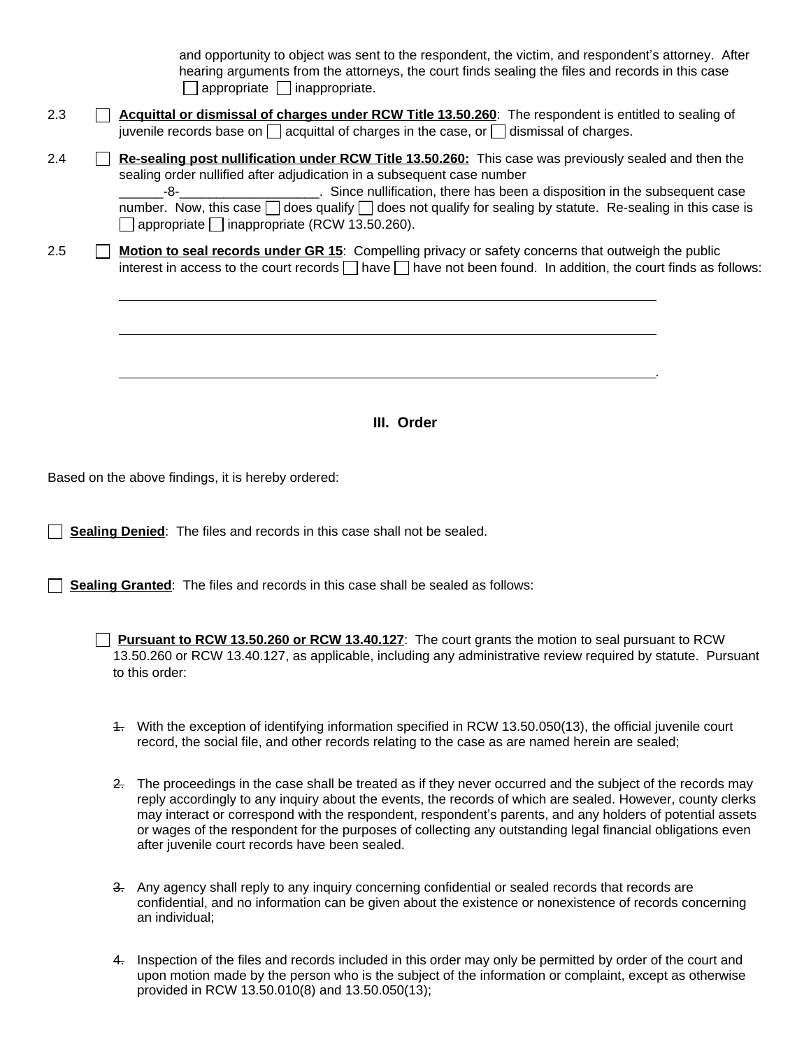and opportunity to object was sent to the respondent, the victim, and respondent's attorney. After hearing arguments from the attorneys, the court finds sealing the files and records in this case ☐ appropriate ☐ inappropriate.

2.3 ☐ **Acquittal or dismissal of charges under RCW Title 13.50.260**: The respondent is entitled to sealing of juvenile records base on ☐ acquittal of charges in the case, or ☐ dismissal of charges.

2.4 ☐ **Re-sealing post nullification under RCW Title 13.50.260:** This case was previously sealed and then the sealing order nullified after adjudication in a subsequent case number ______-8-___________________. Since nullification, there has been a disposition in the subsequent case number. Now, this case ☐ does qualify ☐ does not qualify for sealing by statute. Re-sealing in this case is ☐ appropriate ☐ inappropriate (RCW 13.50.260).

2.5 ☐ **Motion to seal records under GR 15**: Compelling privacy or safety concerns that outweigh the public interest in access to the court records ☐ have ☐ have not been found. In addition, the court finds as follows:

______________________________________________________________________________

______________________________________________________________________________

______________________________________________________________________________.

## III. Order

Based on the above findings, it is hereby ordered:

☐ **Sealing Denied**: The files and records in this case shall not be sealed.

☐ **Sealing Granted**: The files and records in this case shall be sealed as follows:

☐ **Pursuant to RCW 13.50.260 or RCW 13.40.127**: The court grants the motion to seal pursuant to RCW 13.50.260 or RCW 13.40.127, as applicable, including any administrative review required by statute. Pursuant to this order:

~~1.~~ With the exception of identifying information specified in RCW 13.50.050(13), the official juvenile court record, the social file, and other records relating to the case as are named herein are sealed;

~~2.~~ The proceedings in the case shall be treated as if they never occurred and the subject of the records may reply accordingly to any inquiry about the events, the records of which are sealed. However, county clerks may interact or correspond with the respondent, respondent's parents, and any holders of potential assets or wages of the respondent for the purposes of collecting any outstanding legal financial obligations even after juvenile court records have been sealed.

~~3.~~ Any agency shall reply to any inquiry concerning confidential or sealed records that records are confidential, and no information can be given about the existence or nonexistence of records concerning an individual;

~~4.~~ Inspection of the files and records included in this order may only be permitted by order of the court and upon motion made by the person who is the subject of the information or complaint, except as otherwise provided in RCW 13.50.010(8) and 13.50.050(13);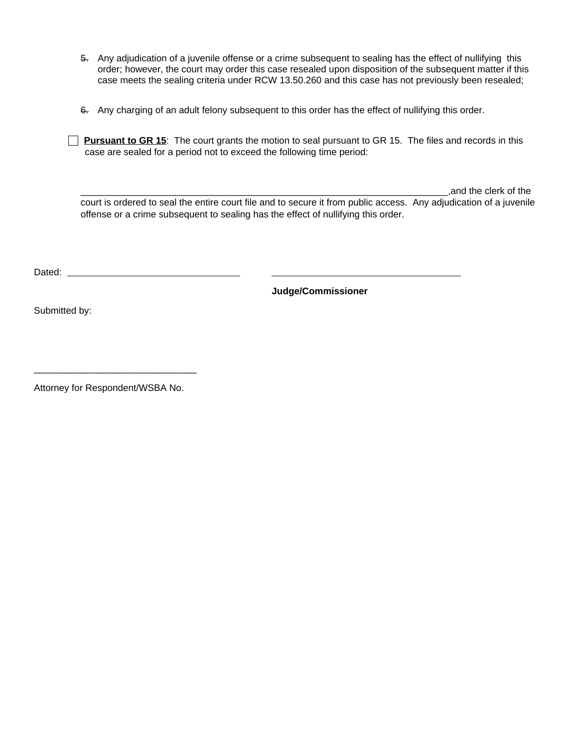5. Any adjudication of a juvenile offense or a crime subsequent to sealing has the effect of nullifying this order; however, the court may order this case resealed upon disposition of the subsequent matter if this case meets the sealing criteria under RCW 13.50.260 and this case has not previously been resealed;

6. Any charging of an adult felony subsequent to this order has the effect of nullifying this order.

☐ **Pursuant to GR 15**: The court grants the motion to seal pursuant to GR 15. The files and records in this case are sealed for a period not to exceed the following time period:

________________________________________________________________________,and the clerk of the court is ordered to seal the entire court file and to secure it from public access. Any adjudication of a juvenile offense or a crime subsequent to sealing has the effect of nullifying this order.

Dated: ______________________________ ______________________________

**Judge/Commissioner**

Submitted by:

______________________________

Attorney for Respondent/WSBA No.